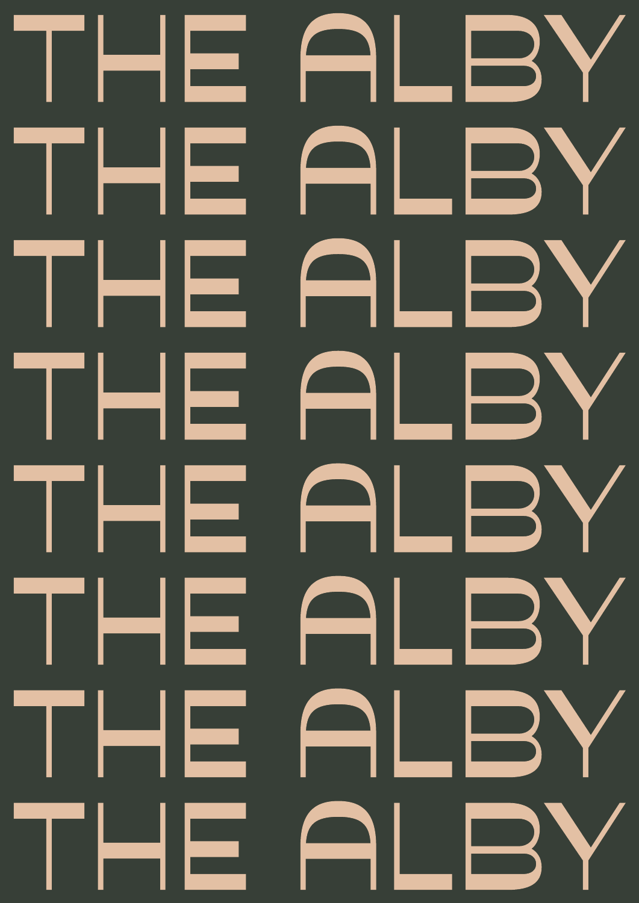THE ALBY
THE ALBY
THE ALBY
THE ALBY
THE ALBY
THE ALBY
THE ALBY
THE ALBY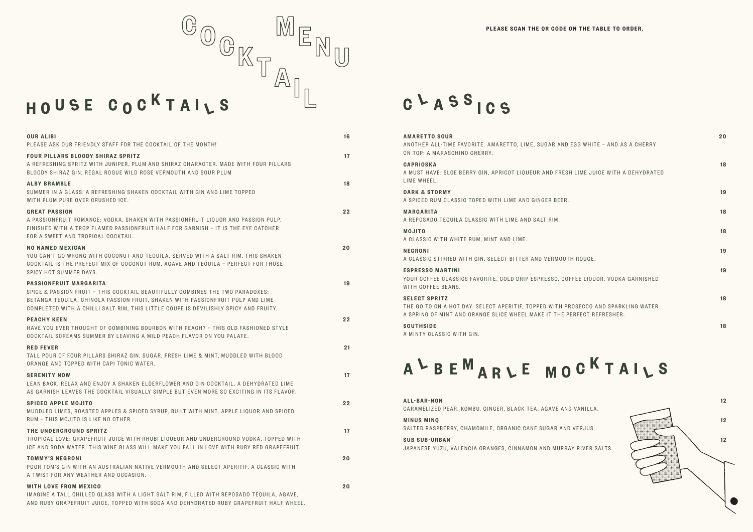# COCKTAIL MENU

PLEASE SCAN THE QR CODE ON THE TABLE TO ORDER.

## HOUSE COCKTAILS

**OUR ALIBI** — 16
PLEASE ASK OUR FRIENDLY STAFF FOR THE COCKTAIL OF THE MONTH!

**FOUR PILLARS BLOODY SHIRAZ SPRITZ** — 17
A REFRESHING SPRITZ WITH JUNIPER, PLUM AND SHIRAZ CHARACTER. MADE WITH FOUR PILLARS BLOODY SHIRAZ GIN, REGAL ROGUE WILD ROSE VERMOUTH AND SOUR PLUM

**ALBY BRAMBLE** — 18
SUMMER IN A GLASS: A REFRESHING SHAKEN COCKTAIL WITH GIN AND LIME TOPPED WITH PLUM PURE OVER CRUSHED ICE.

**GREAT PASSION** — 22
A PASSIONFRUIT ROMANCE: VODKA, SHAKEN WITH PASSIONFRUIT LIQUOR AND PASSION PULP. FINISHED WITH A TROP FLAMED PASSIONFRUIT HALF FOR GARNISH – IT IS THE EYE CATCHER FOR A SWEET AND TROPICAL COCKTAIL.

**NO NAMED MEXICAN** — 20
YOU CAN'T GO WRONG WITH COCONUT AND TEQUILA. SERVED WITH A SALT RIM, THIS SHAKEN COCKTAIL IS THE PREFECT MIX OF COCONUT RUM, AGAVE AND TEQUILA – PERFECT FOR THOSE SPICY HOT SUMMER DAYS.

**PASSIONFRUIT MARGARITA** — 19
SPICE & PASSION FRUIT – THIS COCKTAIL BEAUTIFULLY COMBINES THE TWO PARADOXES: BETANGA TEQUILA, CHINOLA PASSION FRUIT, SHAKEN WITH PASSIONFRUIT PULP AND LIME COMPLETED WITH A CHILLI SALT RIM, THIS LITTLE COUPE IS DEVILISHLY SPICY AND FRUITY.

**PEACHY KEEN** — 22
HAVE YOU EVER THOUGHT OF COMBINING BOURBON WITH PEACH? – THIS OLD FASHIONED STYLE COCKTAIL SCREAMS SUMMER BY LEAVING A MILD PEACH FLAVOR ON YOU PALATE.

**RED FEVER** — 21
TALL POUR OF FOUR PILLARS SHIRAZ GIN, SUGAR, FRESH LIME & MINT, MUDDLED WITH BLOOD ORANGE AND TOPPED WITH CAPI TONIC WATER.

**SERENITY NOW** — 17
LEAN BACK, RELAX AND ENJOY A SHAKEN ELDERFLOWER AND GIN COCKTAIL. A DEHYDRATED LIME AS GARNISH LEAVES THE COCKTAIL VISUALLY SIMPLE BUT EVEN MORE SO EXCITING IN ITS FLAVOR.

**SPICED APPLE MOJITO** — 22
MUDDLED LIMES, ROASTED APPLES & SPICED SYRUP, BUILT WITH MINT, APPLE LIQUOR AND SPICED RUM – THIS MOJITO IS LIKE NO OTHER.

**THE UNDERGROUND SPRITZ** — 17
TROPICAL LOVE: GRAPEFRUIT JUICE WITH RHUBI LIQUEUR AND UNDERGROUND VODKA, TOPPED WITH ICE AND SODA WATER. THIS WINE GLASS WILL MAKE YOU FALL IN LOVE WITH RUBY RED GRAPEFRUIT.

**TOMMY'S NEGRONI** — 20
POOR TOM'S GIN WITH AN AUSTRALIAN NATIVE VERMOUTH AND SELECT APERITIF. A CLASSIC WITH A TWIST FOR ANY WEATHER AND OCCASION.

**WITH LOVE FROM MEXICO** — 20
IMAGINE A TALL CHILLED GLASS WITH A LIGHT SALT RIM, FILLED WITH REPOSADO TEQUILA, AGAVE, AND RUBY GRAPEFRUIT JUICE, TOPPED WITH SODA AND DEHYDRATED RUBY GRAPEFRUIT HALF WHEEL.

## CLASSICS

**AMARETTO SOUR** — 20
ANOTHER ALL-TIME FAVORITE. AMARETTO, LIME, SUGAR AND EGG WHITE – AND AS A CHERRY ON TOP: A MARASCHINO CHERRY.

**CAPRIOSKA** — 18
A MUST HAVE: SLOE BERRY GIN, APRICOT LIQUEUR AND FRESH LIME JUICE WITH A DEHYDRATED LIME WHEEL.

**DARK & STORMY** — 19
A SPICED RUM CLASSIC TOPED WITH LIME AND GINGER BEER.

**MARGARITA** — 18
A REPOSADO TEQUILA CLASSIC WITH LIME AND SALT RIM.

**MOJITO** — 18
A CLASSIC WITH WHITE RUM, MINT AND LIME.

**NEGRONI** — 19
A CLASSIC STIRRED WITH GIN, SELECT BITTER AND VERMOUTH ROUGE.

**ESPRESSO MARTINI** — 19
YOUR COFFEE CLASSICS FAVORITE, COLD DRIP ESPRESSO, COFFEE LIQUOR, VODKA GARNISHED WITH COFFEE BEANS.

**SELECT SPRITZ** — 18
THE GO TO ON A HOT DAY: SELECT APERITIF, TOPPED WITH PROSECCO AND SPARKLING WATER. A SPRING OF MINT AND ORANGE SLICE WHEEL MAKE IT THE PERFECT REFRESHER.

**SOUTHSIDE** — 18
A MINTY CLASSIC WITH GIN.

## ALBEMARLE MOCKTAILS

**ALL-BAR-NON** — 12
CARAMELIZED PEAR, KOMBU, GINGER, BLACK TEA, AGAVE AND VANILLA.

**MINUS MINQ** — 12
SALTED RASPBERRY, CHAMOMILE, ORGANIC CANE SUGAR AND VERJUS.

**SUB SUB-URBAN** — 12
JAPANESE YUZU, VALENCIA ORANGES, CINNAMON AND MURRAY RIVER SALTS.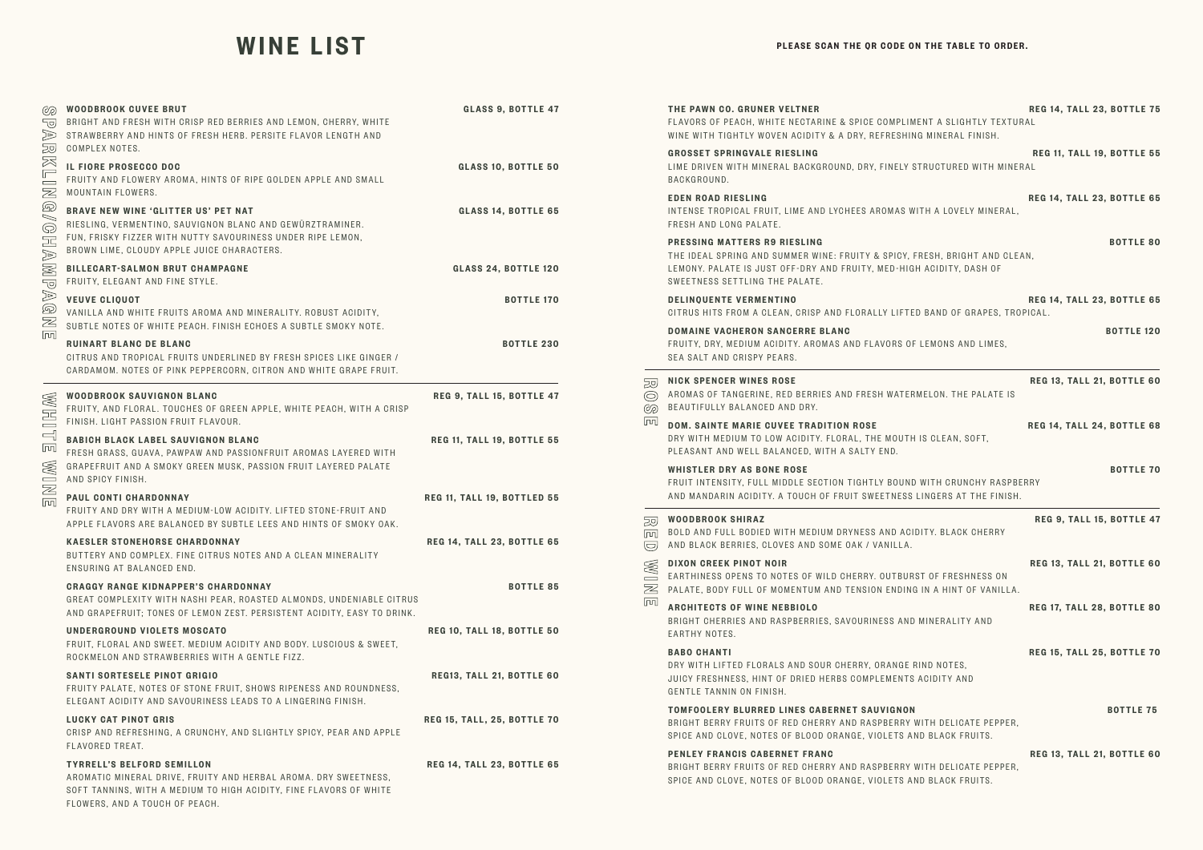# WINE LIST

**PLEASE SCAN THE QR CODE ON THE TABLE TO ORDER.**

## SPARKLING/CHAMPAGNE

**WOODBROOK CUVEE BRUT** — GLASS 9, BOTTLE 47
BRIGHT AND FRESH WITH CRISP RED BERRIES AND LEMON, CHERRY, WHITE STRAWBERRY AND HINTS OF FRESH HERB. PERSITE FLAVOR LENGTH AND COMPLEX NOTES.

**IL FIORE PROSECCO DOC** — GLASS 10, BOTTLE 50
FRUITY AND FLOWERY AROMA, HINTS OF RIPE GOLDEN APPLE AND SMALL MOUNTAIN FLOWERS.

**BRAVE NEW WINE 'GLITTER US' PET NAT** — GLASS 14, BOTTLE 65
RIESLING, VERMENTINO, SAUVIGNON BLANC AND GEWÜRZTRAMINER. FUN, FRISKY FIZZER WITH NUTTY SAVOURINESS UNDER RIPE LEMON, BROWN LIME, CLOUDY APPLE JUICE CHARACTERS.

**BILLECART-SALMON BRUT CHAMPAGNE** — GLASS 24, BOTTLE 120
FRUITY, ELEGANT AND FINE STYLE.

**VEUVE CLIQUOT** — BOTTLE 170
VANILLA AND WHITE FRUITS AROMA AND MINERALITY. ROBUST ACIDITY, SUBTLE NOTES OF WHITE PEACH. FINISH ECHOES A SUBTLE SMOKY NOTE.

**RUINART BLANC DE BLANC** — BOTTLE 230
CITRUS AND TROPICAL FRUITS UNDERLINED BY FRESH SPICES LIKE GINGER / CARDAMOM. NOTES OF PINK PEPPERCORN, CITRON AND WHITE GRAPE FRUIT.

## WHITE WINE

**WOODBROOK SAUVIGNON BLANC** — REG 9, TALL 15, BOTTLE 47
FRUITY, AND FLORAL. TOUCHES OF GREEN APPLE, WHITE PEACH, WITH A CRISP FINISH. LIGHT PASSION FRUIT FLAVOUR.

**BABICH BLACK LABEL SAUVIGNON BLANC** — REG 11, TALL 19, BOTTLE 55
FRESH GRASS, GUAVA, PAWPAW AND PASSIONFRUIT AROMAS LAYERED WITH GRAPEFRUIT AND A SMOKY GREEN MUSK, PASSION FRUIT LAYERED PALATE AND SPICY FINISH.

**PAUL CONTI CHARDONNAY** — REG 11, TALL 19, BOTTLED 55
FRUITY AND DRY WITH A MEDIUM-LOW ACIDITY. LIFTED STONE-FRUIT AND APPLE FLAVORS ARE BALANCED BY SUBTLE LEES AND HINTS OF SMOKY OAK.

**KAESLER STONEHORSE CHARDONNAY** — REG 14, TALL 23, BOTTLE 65
BUTTERY AND COMPLEX. FINE CITRUS NOTES AND A CLEAN MINERALITY ENSURING AT BALANCED END.

**CRAGGY RANGE KIDNAPPER'S CHARDONNAY** — BOTTLE 85
GREAT COMPLEXITY WITH NASHI PEAR, ROASTED ALMONDS, UNDENIABLE CITRUS AND GRAPEFRUIT; TONES OF LEMON ZEST. PERSISTENT ACIDITY, EASY TO DRINK.

**UNDERGROUND VIOLETS MOSCATO** — REG 10, TALL 18, BOTTLE 50
FRUIT, FLORAL AND SWEET. MEDIUM ACIDITY AND BODY. LUSCIOUS & SWEET, ROCKMELON AND STRAWBERRIES WITH A GENTLE FIZZ.

**SANTI SORTESELE PINOT GRIGIO** — REG13, TALL 21, BOTTLE 60
FRUITY PALATE, NOTES OF STONE FRUIT, SHOWS RIPENESS AND ROUNDNESS, ELEGANT ACIDITY AND SAVOURINESS LEADS TO A LINGERING FINISH.

**LUCKY CAT PINOT GRIS** — REG 15, TALL, 25, BOTTLE 70
CRISP AND REFRESHING, A CRUNCHY, AND SLIGHTLY SPICY, PEAR AND APPLE FLAVORED TREAT.

**TYRRELL'S BELFORD SEMILLON** — REG 14, TALL 23, BOTTLE 65
AROMATIC MINERAL DRIVE, FRUITY AND HERBAL AROMA. DRY SWEETNESS, SOFT TANNINS, WITH A MEDIUM TO HIGH ACIDITY, FINE FLAVORS OF WHITE FLOWERS, AND A TOUCH OF PEACH.

**THE PAWN CO. GRUNER VELTNER** — REG 14, TALL 23, BOTTLE 75
FLAVORS OF PEACH, WHITE NECTARINE & SPICE COMPLIMENT A SLIGHTLY TEXTURAL WINE WITH TIGHTLY WOVEN ACIDITY & A DRY, REFRESHING MINERAL FINISH.

**GROSSET SPRINGVALE RIESLING** — REG 11, TALL 19, BOTTLE 55
LIME DRIVEN WITH MINERAL BACKGROUND, DRY, FINELY STRUCTURED WITH MINERAL BACKGROUND.

**EDEN ROAD RIESLING** — REG 14, TALL 23, BOTTLE 65
INTENSE TROPICAL FRUIT, LIME AND LYCHEES AROMAS WITH A LOVELY MINERAL, FRESH AND LONG PALATE.

**PRESSING MATTERS R9 RIESLING** — BOTTLE 80
THE IDEAL SPRING AND SUMMER WINE: FRUITY & SPICY, FRESH, BRIGHT AND CLEAN, LEMONY. PALATE IS JUST OFF-DRY AND FRUITY, MED-HIGH ACIDITY, DASH OF SWEETNESS SETTLING THE PALATE.

**DELINQUENTE VERMENTINO** — REG 14, TALL 23, BOTTLE 65
CITRUS HITS FROM A CLEAN, CRISP AND FLORALLY LIFTED BAND OF GRAPES, TROPICAL.

**DOMAINE VACHERON SANCERRE BLANC** — BOTTLE 120
FRUITY, DRY, MEDIUM ACIDITY. AROMAS AND FLAVORS OF LEMONS AND LIMES, SEA SALT AND CRISPY PEARS.

## ROSE

**NICK SPENCER WINES ROSE** — REG 13, TALL 21, BOTTLE 60
AROMAS OF TANGERINE, RED BERRIES AND FRESH WATERMELON. THE PALATE IS BEAUTIFULLY BALANCED AND DRY.

**DOM. SAINTE MARIE CUVEE TRADITION ROSE** — REG 14, TALL 24, BOTTLE 68
DRY WITH MEDIUM TO LOW ACIDITY. FLORAL, THE MOUTH IS CLEAN, SOFT, PLEASANT AND WELL BALANCED, WITH A SALTY END.

**WHISTLER DRY AS BONE ROSE** — BOTTLE 70
FRUIT INTENSITY, FULL MIDDLE SECTION TIGHTLY BOUND WITH CRUNCHY RASPBERRY AND MANDARIN ACIDITY. A TOUCH OF FRUIT SWEETNESS LINGERS AT THE FINISH.

## RED WINE

**WOODBROOK SHIRAZ** — REG 9, TALL 15, BOTTLE 47
BOLD AND FULL BODIED WITH MEDIUM DRYNESS AND ACIDITY. BLACK CHERRY AND BLACK BERRIES, CLOVES AND SOME OAK / VANILLA.

**DIXON CREEK PINOT NOIR** — REG 13, TALL 21, BOTTLE 60
EARTHINESS OPENS TO NOTES OF WILD CHERRY. OUTBURST OF FRESHNESS ON PALATE, BODY FULL OF MOMENTUM AND TENSION ENDING IN A HINT OF VANILLA.

**ARCHITECTS OF WINE NEBBIOLO** — REG 17, TALL 28, BOTTLE 80
BRIGHT CHERRIES AND RASPBERRIES, SAVOURINESS AND MINERALITY AND EARTHY NOTES.

**BABO CHANTI** — REG 15, TALL 25, BOTTLE 70
DRY WITH LIFTED FLORALS AND SOUR CHERRY, ORANGE RIND NOTES, JUICY FRESHNESS, HINT OF DRIED HERBS COMPLEMENTS ACIDITY AND GENTLE TANNIN ON FINISH.

**TOMFOOLERY BLURRED LINES CABERNET SAUVIGNON** — BOTTLE 75
BRIGHT BERRY FRUITS OF RED CHERRY AND RASPBERRY WITH DELICATE PEPPER, SPICE AND CLOVE, NOTES OF BLOOD ORANGE, VIOLETS AND BLACK FRUITS.

**PENLEY FRANCIS CABERNET FRANC** — REG 13, TALL 21, BOTTLE 60
BRIGHT BERRY FRUITS OF RED CHERRY AND RASPBERRY WITH DELICATE PEPPER, SPICE AND CLOVE, NOTES OF BLOOD ORANGE, VIOLETS AND BLACK FRUITS.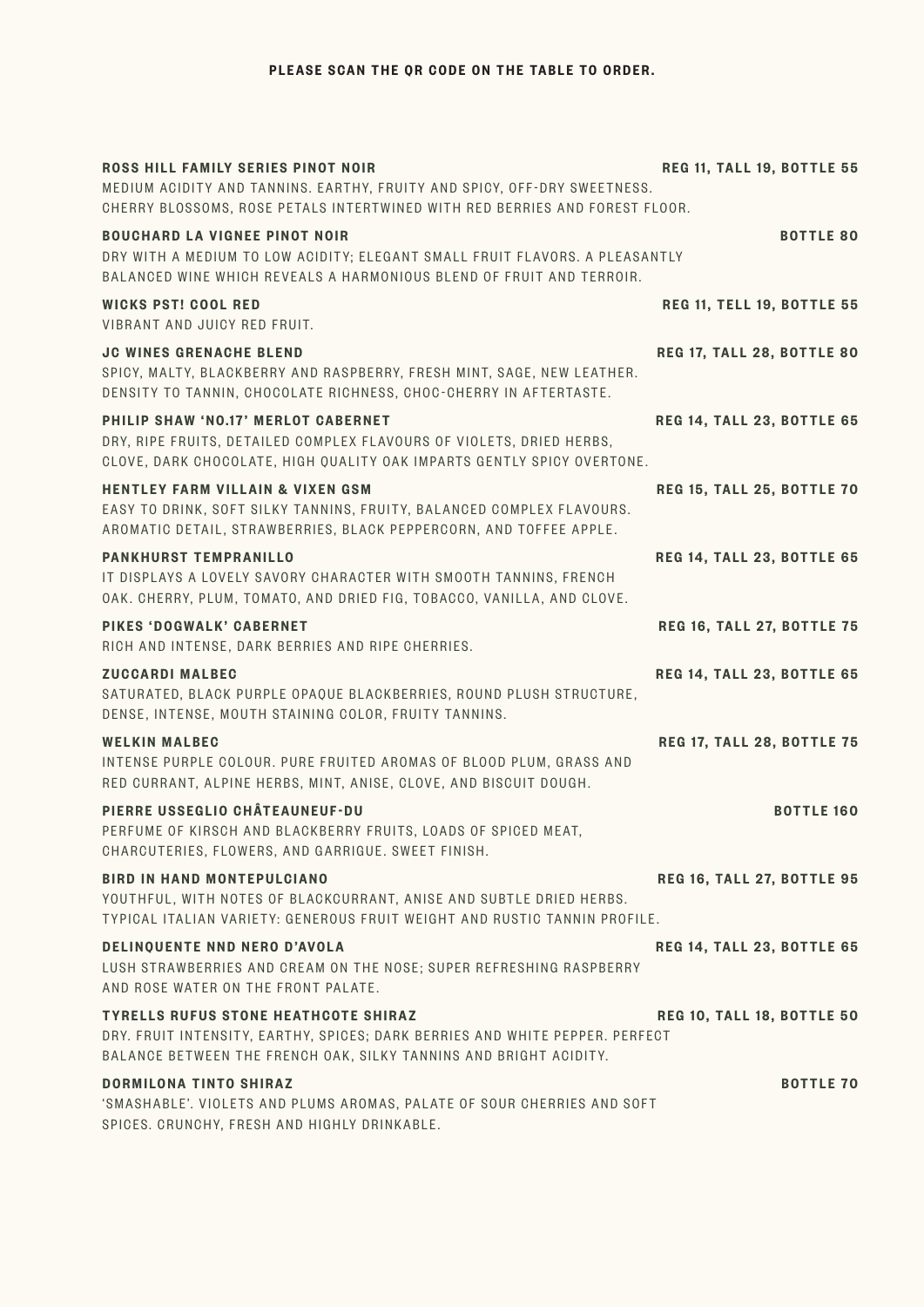**PLEASE SCAN THE QR CODE ON THE TABLE TO ORDER.**

**ROSS HILL FAMILY SERIES PINOT NOIR** — **REG 11, TALL 19, BOTTLE 55**
MEDIUM ACIDITY AND TANNINS. EARTHY, FRUITY AND SPICY, OFF-DRY SWEETNESS. CHERRY BLOSSOMS, ROSE PETALS INTERTWINED WITH RED BERRIES AND FOREST FLOOR.

**BOUCHARD LA VIGNEE PINOT NOIR** — **BOTTLE 80**
DRY WITH A MEDIUM TO LOW ACIDITY; ELEGANT SMALL FRUIT FLAVORS. A PLEASANTLY BALANCED WINE WHICH REVEALS A HARMONIOUS BLEND OF FRUIT AND TERROIR.

**WICKS PST! COOL RED** — **REG 11, TELL 19, BOTTLE 55**
VIBRANT AND JUICY RED FRUIT.

**JC WINES GRENACHE BLEND** — **REG 17, TALL 28, BOTTLE 80**
SPICY, MALTY, BLACKBERRY AND RASPBERRY, FRESH MINT, SAGE, NEW LEATHER. DENSITY TO TANNIN, CHOCOLATE RICHNESS, CHOC-CHERRY IN AFTERTASTE.

**PHILIP SHAW 'NO.17' MERLOT CABERNET** — **REG 14, TALL 23, BOTTLE 65**
DRY, RIPE FRUITS, DETAILED COMPLEX FLAVOURS OF VIOLETS, DRIED HERBS, CLOVE, DARK CHOCOLATE, HIGH QUALITY OAK IMPARTS GENTLY SPICY OVERTONE.

**HENTLEY FARM VILLAIN & VIXEN GSM** — **REG 15, TALL 25, BOTTLE 70**
EASY TO DRINK, SOFT SILKY TANNINS, FRUITY, BALANCED COMPLEX FLAVOURS. AROMATIC DETAIL, STRAWBERRIES, BLACK PEPPERCORN, AND TOFFEE APPLE.

**PANKHURST TEMPRANILLO** — **REG 14, TALL 23, BOTTLE 65**
IT DISPLAYS A LOVELY SAVORY CHARACTER WITH SMOOTH TANNINS, FRENCH OAK. CHERRY, PLUM, TOMATO, AND DRIED FIG, TOBACCO, VANILLA, AND CLOVE.

**PIKES 'DOGWALK' CABERNET** — **REG 16, TALL 27, BOTTLE 75**
RICH AND INTENSE, DARK BERRIES AND RIPE CHERRIES.

**ZUCCARDI MALBEC** — **REG 14, TALL 23, BOTTLE 65**
SATURATED, BLACK PURPLE OPAQUE BLACKBERRIES, ROUND PLUSH STRUCTURE, DENSE, INTENSE, MOUTH STAINING COLOR, FRUITY TANNINS.

**WELKIN MALBEC** — **REG 17, TALL 28, BOTTLE 75**
INTENSE PURPLE COLOUR. PURE FRUITED AROMAS OF BLOOD PLUM, GRASS AND RED CURRANT, ALPINE HERBS, MINT, ANISE, CLOVE, AND BISCUIT DOUGH.

**PIERRE USSEGLIO CHÂTEAUNEUF-DU** — **BOTTLE 160**
PERFUME OF KIRSCH AND BLACKBERRY FRUITS, LOADS OF SPICED MEAT, CHARCUTERIES, FLOWERS, AND GARRIGUE. SWEET FINISH.

**BIRD IN HAND MONTEPULCIANO** — **REG 16, TALL 27, BOTTLE 95**
YOUTHFUL, WITH NOTES OF BLACKCURRANT, ANISE AND SUBTLE DRIED HERBS. TYPICAL ITALIAN VARIETY: GENEROUS FRUIT WEIGHT AND RUSTIC TANNIN PROFILE.

**DELINQUENTE NND NERO D'AVOLA** — **REG 14, TALL 23, BOTTLE 65**
LUSH STRAWBERRIES AND CREAM ON THE NOSE; SUPER REFRESHING RASPBERRY AND ROSE WATER ON THE FRONT PALATE.

**TYRELLS RUFUS STONE HEATHCOTE SHIRAZ** — **REG 10, TALL 18, BOTTLE 50**
DRY. FRUIT INTENSITY, EARTHY, SPICES; DARK BERRIES AND WHITE PEPPER. PERFECT BALANCE BETWEEN THE FRENCH OAK, SILKY TANNINS AND BRIGHT ACIDITY.

**DORMILONA TINTO SHIRAZ** — **BOTTLE 70**
'SMASHABLE'. VIOLETS AND PLUMS AROMAS, PALATE OF SOUR CHERRIES AND SOFT SPICES. CRUNCHY, FRESH AND HIGHLY DRINKABLE.